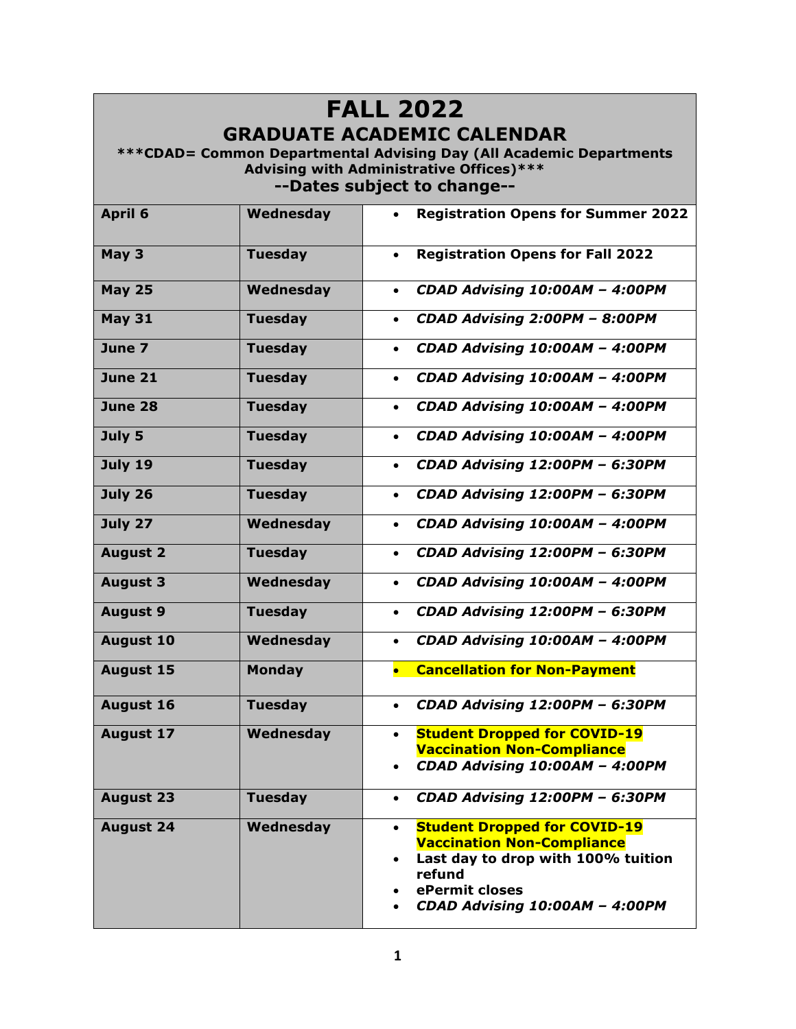# FALL 2022

## GRADUATE ACADEMIC CALENDAR

**\*\*\*CDAD= Common Departmental Advising Day (All Academic Departments Advising with Administrative Offices)\*\*\***

**--Dates subject to change--**

| | | |
|---|---|---|
| **April 6** | **Wednesday** | • **Registration Opens for Summer 2022** |
| **May 3** | **Tuesday** | • **Registration Opens for Fall 2022** |
| **May 25** | **Wednesday** | • ***CDAD Advising 10:00AM – 4:00PM*** |
| **May 31** | **Tuesday** | • ***CDAD Advising 2:00PM – 8:00PM*** |
| **June 7** | **Tuesday** | • ***CDAD Advising 10:00AM – 4:00PM*** |
| **June 21** | **Tuesday** | • ***CDAD Advising 10:00AM – 4:00PM*** |
| **June 28** | **Tuesday** | • ***CDAD Advising 10:00AM – 4:00PM*** |
| **July 5** | **Tuesday** | • ***CDAD Advising 10:00AM – 4:00PM*** |
| **July 19** | **Tuesday** | • ***CDAD Advising 12:00PM – 6:30PM*** |
| **July 26** | **Tuesday** | • ***CDAD Advising 12:00PM – 6:30PM*** |
| **July 27** | **Wednesday** | • ***CDAD Advising 10:00AM – 4:00PM*** |
| **August 2** | **Tuesday** | • ***CDAD Advising 12:00PM – 6:30PM*** |
| **August 3** | **Wednesday** | • ***CDAD Advising 10:00AM – 4:00PM*** |
| **August 9** | **Tuesday** | • ***CDAD Advising 12:00PM – 6:30PM*** |
| **August 10** | **Wednesday** | • ***CDAD Advising 10:00AM – 4:00PM*** |
| **August 15** | **Monday** | • **Cancellation for Non-Payment** |
| **August 16** | **Tuesday** | • ***CDAD Advising 12:00PM – 6:30PM*** |
| **August 17** | **Wednesday** | • **Student Dropped for COVID-19 Vaccination Non-Compliance**<br>• ***CDAD Advising 10:00AM – 4:00PM*** |
| **August 23** | **Tuesday** | • ***CDAD Advising 12:00PM – 6:30PM*** |
| **August 24** | **Wednesday** | • **Student Dropped for COVID-19 Vaccination Non-Compliance**<br>• **Last day to drop with 100% tuition refund**<br>• **ePermit closes**<br>• ***CDAD Advising 10:00AM – 4:00PM*** |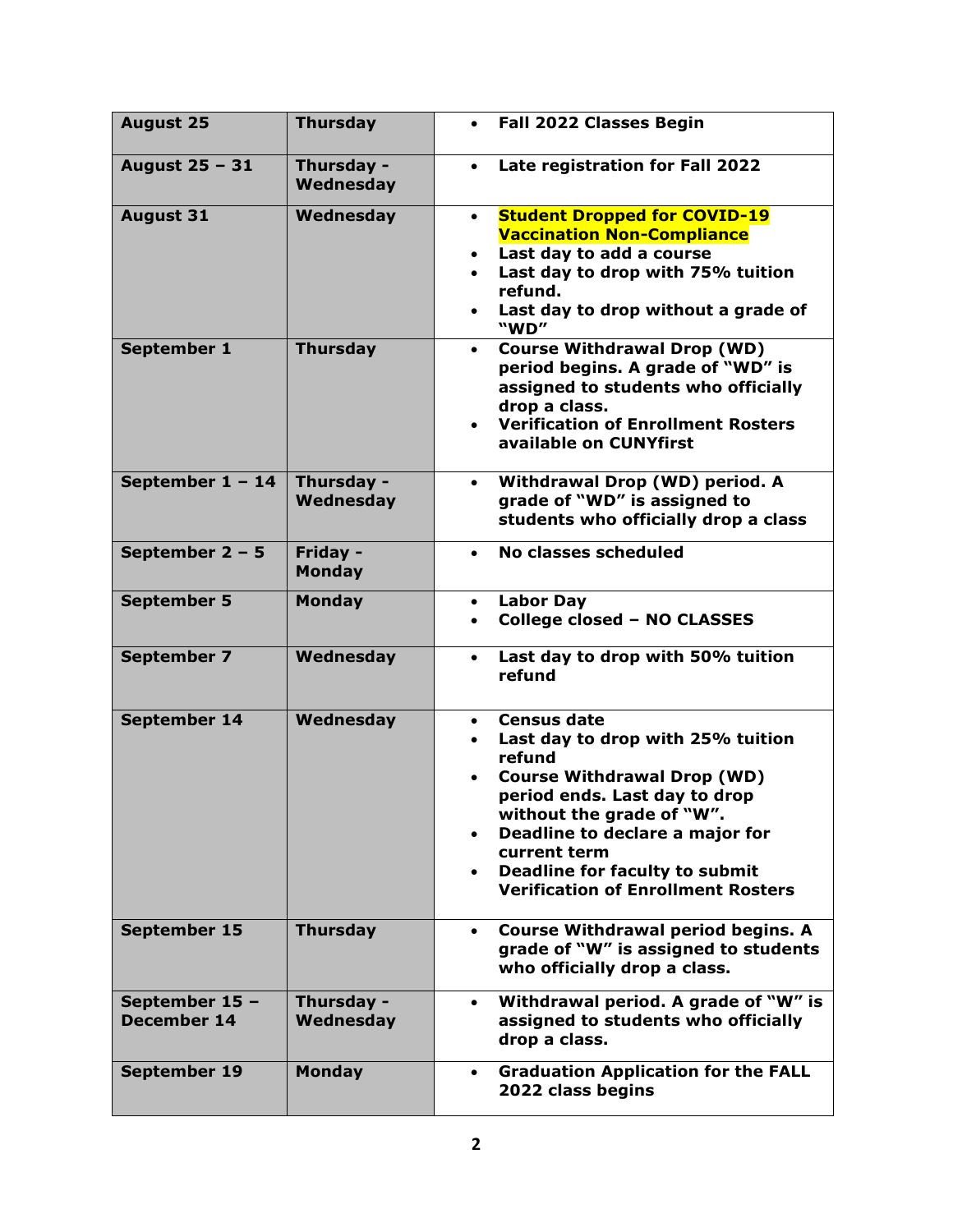| August 25 | Thursday | • Fall 2022 Classes Begin |
|---|---|---|
| August 25 – 31 | Thursday - Wednesday | • Late registration for Fall 2022 |
| August 31 | Wednesday | • Student Dropped for COVID-19 Vaccination Non-Compliance<br>• Last day to add a course<br>• Last day to drop with 75% tuition refund.<br>• Last day to drop without a grade of "WD" |
| September 1 | Thursday | • Course Withdrawal Drop (WD) period begins. A grade of "WD" is assigned to students who officially drop a class.<br>• Verification of Enrollment Rosters available on CUNYfirst |
| September 1 – 14 | Thursday - Wednesday | • Withdrawal Drop (WD) period. A grade of "WD" is assigned to students who officially drop a class |
| September 2 – 5 | Friday - Monday | • No classes scheduled |
| September 5 | Monday | • Labor Day<br>• College closed – NO CLASSES |
| September 7 | Wednesday | • Last day to drop with 50% tuition refund |
| September 14 | Wednesday | • Census date<br>• Last day to drop with 25% tuition refund<br>• Course Withdrawal Drop (WD) period ends. Last day to drop without the grade of "W".<br>• Deadline to declare a major for current term<br>• Deadline for faculty to submit Verification of Enrollment Rosters |
| September 15 | Thursday | • Course Withdrawal period begins. A grade of "W" is assigned to students who officially drop a class. |
| September 15 – December 14 | Thursday - Wednesday | • Withdrawal period. A grade of "W" is assigned to students who officially drop a class. |
| September 19 | Monday | • Graduation Application for the FALL 2022 class begins |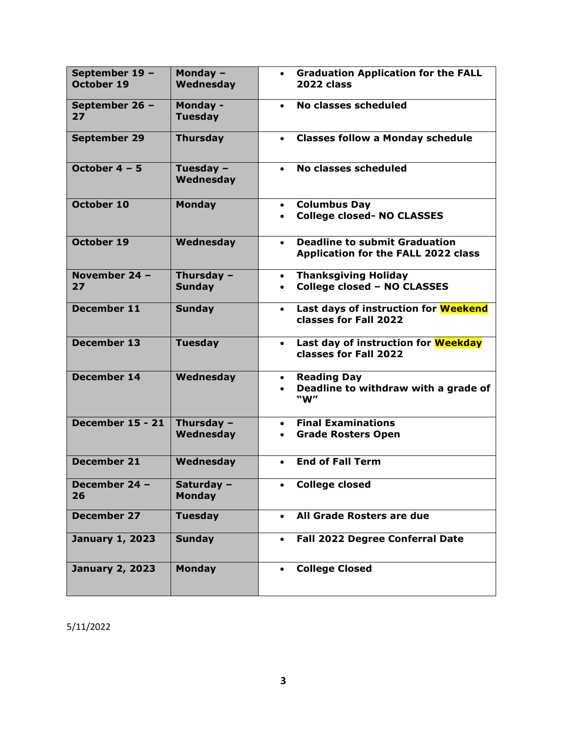| | | |
|---|---|---|
| **September 19 – October 19** | **Monday – Wednesday** | • **Graduation Application for the FALL 2022 class** |
| **September 26 – 27** | **Monday - Tuesday** | • **No classes scheduled** |
| **September 29** | **Thursday** | • **Classes follow a Monday schedule** |
| **October 4 – 5** | **Tuesday – Wednesday** | • **No classes scheduled** |
| **October 10** | **Monday** | • **Columbus Day** <br> • **College closed- NO CLASSES** |
| **October 19** | **Wednesday** | • **Deadline to submit Graduation Application for the FALL 2022 class** |
| **November 24 – 27** | **Thursday – Sunday** | • **Thanksgiving Holiday** <br> • **College closed – NO CLASSES** |
| **December 11** | **Sunday** | • **Last days of instruction for Weekend classes for Fall 2022** |
| **December 13** | **Tuesday** | • **Last day of instruction for Weekday classes for Fall 2022** |
| **December 14** | **Wednesday** | • **Reading Day** <br> • **Deadline to withdraw with a grade of "W"** |
| **December 15 - 21** | **Thursday – Wednesday** | • **Final Examinations** <br> • **Grade Rosters Open** |
| **December 21** | **Wednesday** | • **End of Fall Term** |
| **December 24 – 26** | **Saturday – Monday** | • **College closed** |
| **December 27** | **Tuesday** | • **All Grade Rosters are due** |
| **January 1, 2023** | **Sunday** | • **Fall 2022 Degree Conferral Date** |
| **January 2, 2023** | **Monday** | • **College Closed** |

5/11/2022